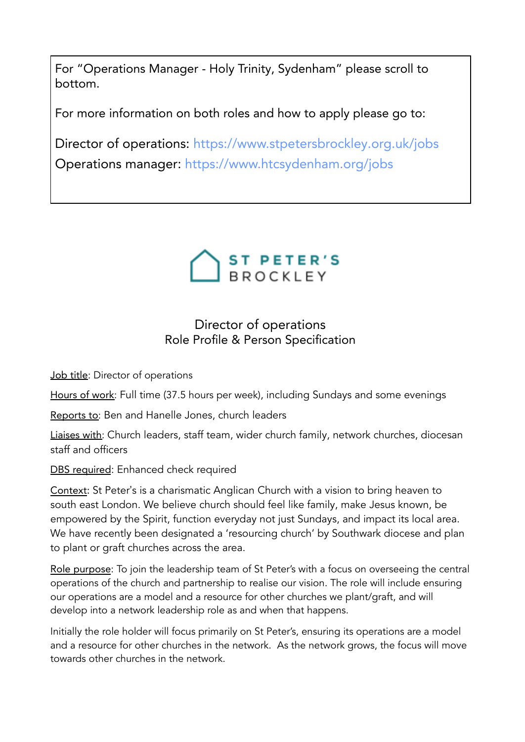For "Operations Manager - Holy Trinity, Sydenham" please scroll to bottom.

For more information on both roles and how to apply please go to:

Director of operations: https://www.stpetersbrockley.org.uk/jobs
Operations manager: https://www.htcsydenham.org/jobs

ST PETER'S
BROCKLEY

## Director of operations
## Role Profile & Person Specification

Job title: Director of operations

Hours of work: Full time (37.5 hours per week), including Sundays and some evenings

Reports to: Ben and Hanelle Jones, church leaders

Liaises with: Church leaders, staff team, wider church family, network churches, diocesan staff and officers

DBS required: Enhanced check required

Context: St Peter's is a charismatic Anglican Church with a vision to bring heaven to south east London. We believe church should feel like family, make Jesus known, be empowered by the Spirit, function everyday not just Sundays, and impact its local area. We have recently been designated a 'resourcing church' by Southwark diocese and plan to plant or graft churches across the area.

Role purpose: To join the leadership team of St Peter's with a focus on overseeing the central operations of the church and partnership to realise our vision. The role will include ensuring our operations are a model and a resource for other churches we plant/graft, and will develop into a network leadership role as and when that happens.

Initially the role holder will focus primarily on St Peter's, ensuring its operations are a model and a resource for other churches in the network. As the network grows, the focus will move towards other churches in the network.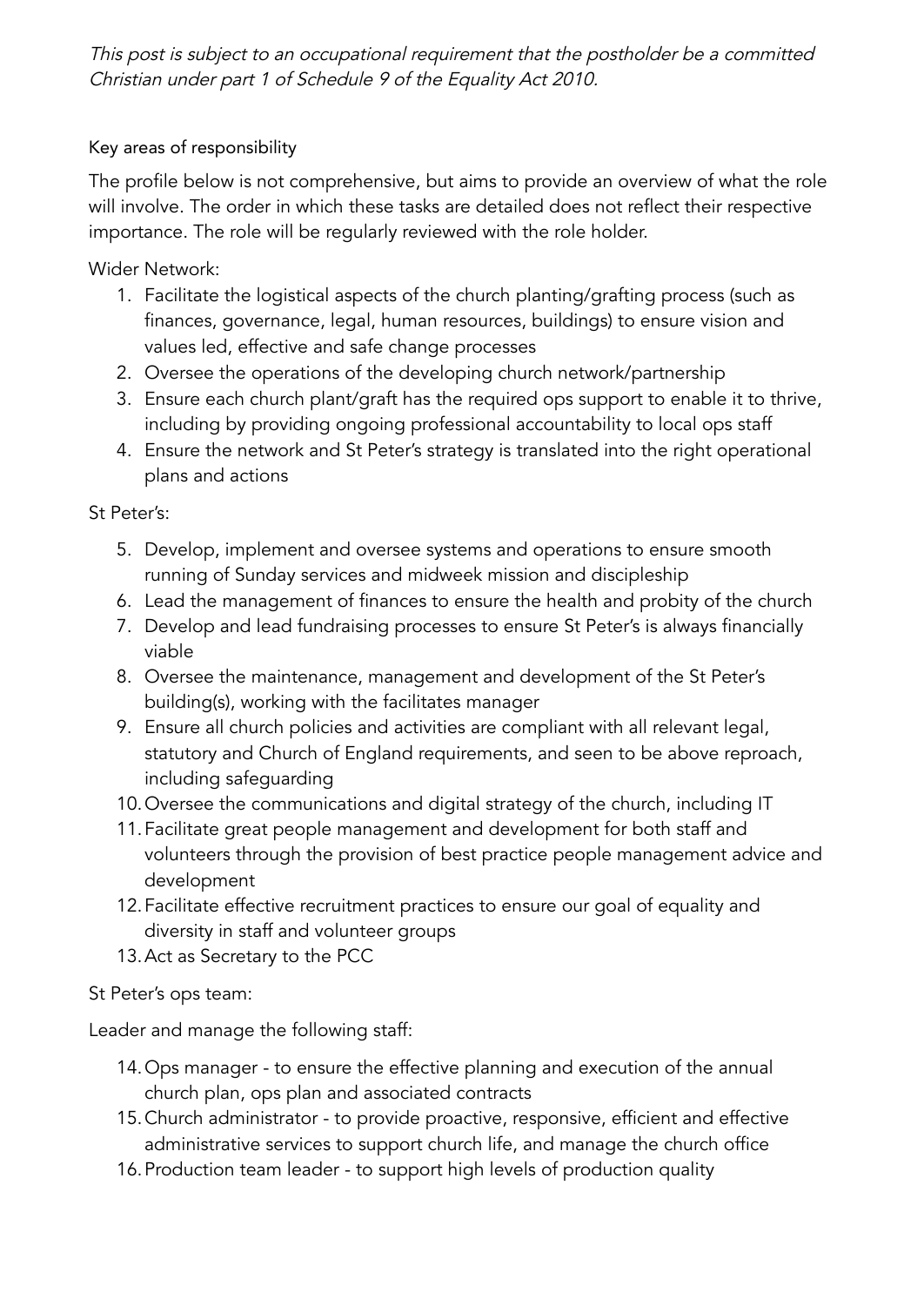*This post is subject to an occupational requirement that the postholder be a committed Christian under part 1 of Schedule 9 of the Equality Act 2010.*

Key areas of responsibility

The profile below is not comprehensive, but aims to provide an overview of what the role will involve. The order in which these tasks are detailed does not reflect their respective importance. The role will be regularly reviewed with the role holder.

Wider Network:

1. Facilitate the logistical aspects of the church planting/grafting process (such as finances, governance, legal, human resources, buildings) to ensure vision and values led, effective and safe change processes
2. Oversee the operations of the developing church network/partnership
3. Ensure each church plant/graft has the required ops support to enable it to thrive, including by providing ongoing professional accountability to local ops staff
4. Ensure the network and St Peter's strategy is translated into the right operational plans and actions

St Peter's:

5. Develop, implement and oversee systems and operations to ensure smooth running of Sunday services and midweek mission and discipleship
6. Lead the management of finances to ensure the health and probity of the church
7. Develop and lead fundraising processes to ensure St Peter's is always financially viable
8. Oversee the maintenance, management and development of the St Peter's building(s), working with the facilitates manager
9. Ensure all church policies and activities are compliant with all relevant legal, statutory and Church of England requirements, and seen to be above reproach, including safeguarding
10. Oversee the communications and digital strategy of the church, including IT
11. Facilitate great people management and development for both staff and volunteers through the provision of best practice people management advice and development
12. Facilitate effective recruitment practices to ensure our goal of equality and diversity in staff and volunteer groups
13. Act as Secretary to the PCC

St Peter's ops team:

Leader and manage the following staff:

14. Ops manager - to ensure the effective planning and execution of the annual church plan, ops plan and associated contracts
15. Church administrator - to provide proactive, responsive, efficient and effective administrative services to support church life, and manage the church office
16. Production team leader - to support high levels of production quality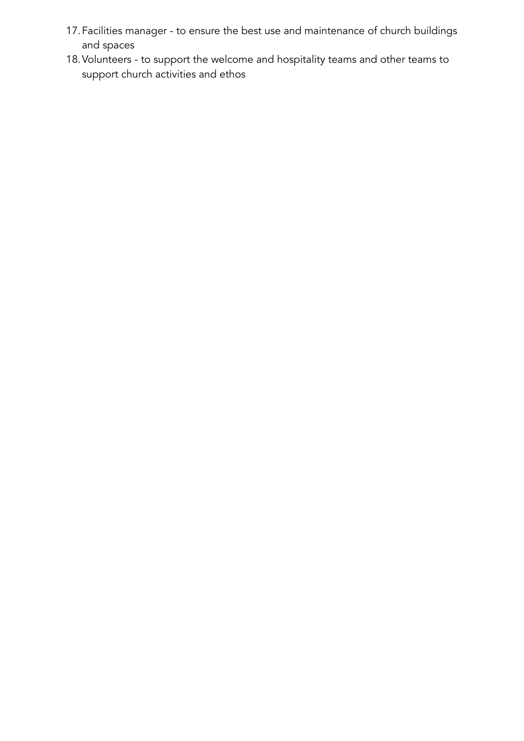17. Facilities manager - to ensure the best use and maintenance of church buildings and spaces
18. Volunteers - to support the welcome and hospitality teams and other teams to support church activities and ethos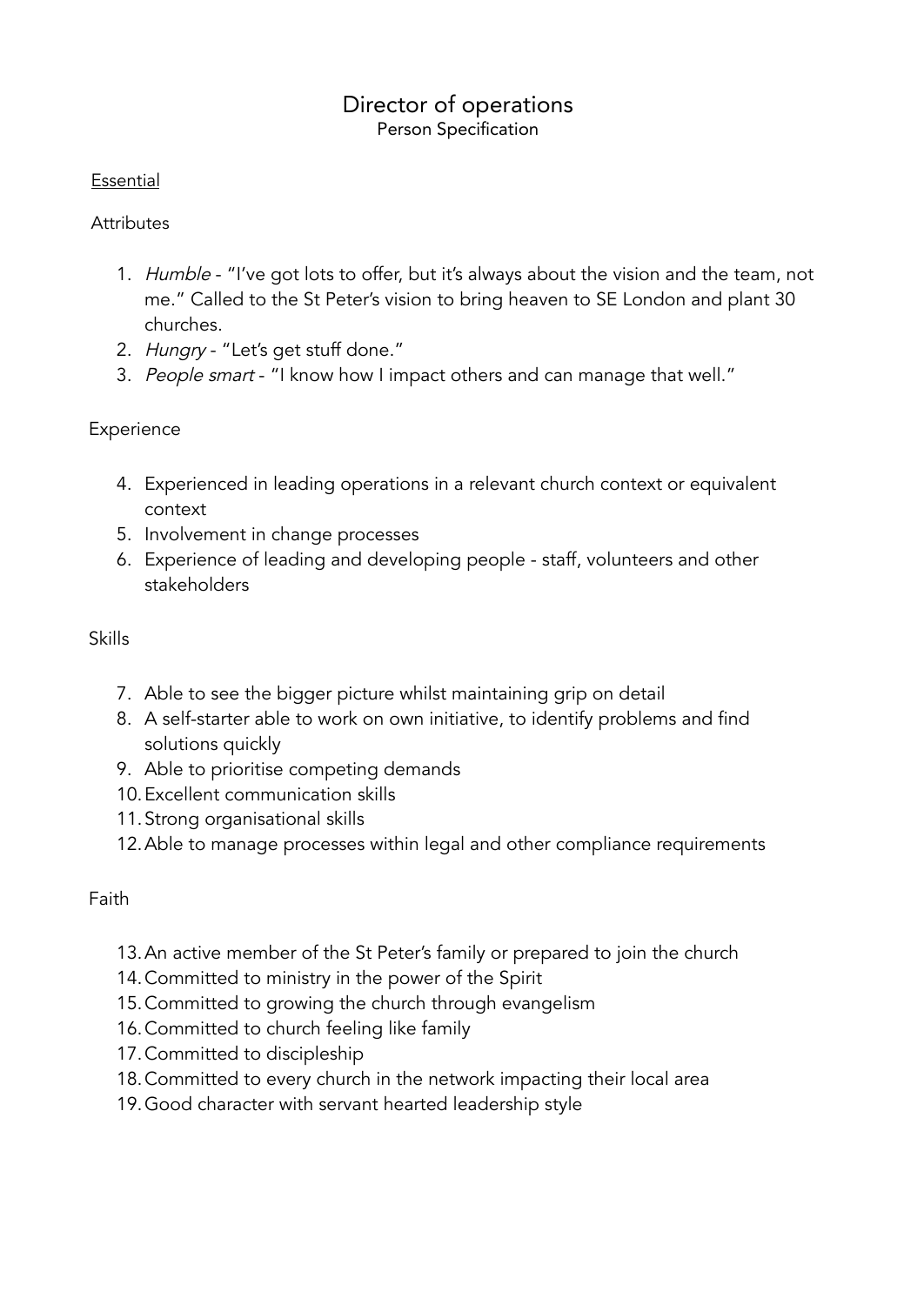# Director of operations

Person Specification

Essential

Attributes

1. *Humble* - "I've got lots to offer, but it's always about the vision and the team, not me." Called to the St Peter's vision to bring heaven to SE London and plant 30 churches.
2. *Hungry* - "Let's get stuff done."
3. *People smart* - "I know how I impact others and can manage that well."

Experience

4. Experienced in leading operations in a relevant church context or equivalent context
5. Involvement in change processes
6. Experience of leading and developing people - staff, volunteers and other stakeholders

Skills

7. Able to see the bigger picture whilst maintaining grip on detail
8. A self-starter able to work on own initiative, to identify problems and find solutions quickly
9. Able to prioritise competing demands
10. Excellent communication skills
11. Strong organisational skills
12. Able to manage processes within legal and other compliance requirements

Faith

13. An active member of the St Peter's family or prepared to join the church
14. Committed to ministry in the power of the Spirit
15. Committed to growing the church through evangelism
16. Committed to church feeling like family
17. Committed to discipleship
18. Committed to every church in the network impacting their local area
19. Good character with servant hearted leadership style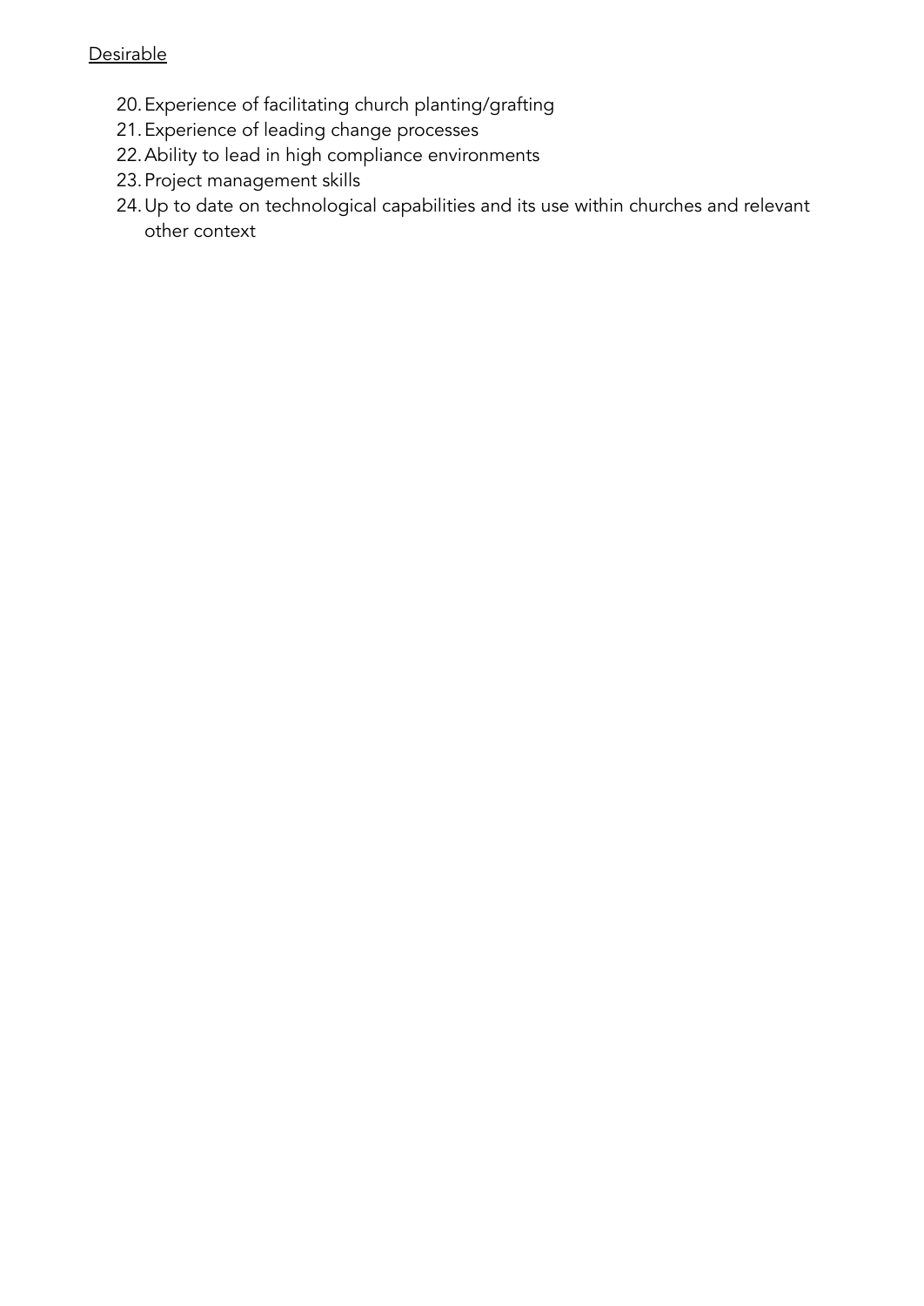Desirable

20. Experience of facilitating church planting/grafting
21. Experience of leading change processes
22. Ability to lead in high compliance environments
23. Project management skills
24. Up to date on technological capabilities and its use within churches and relevant other context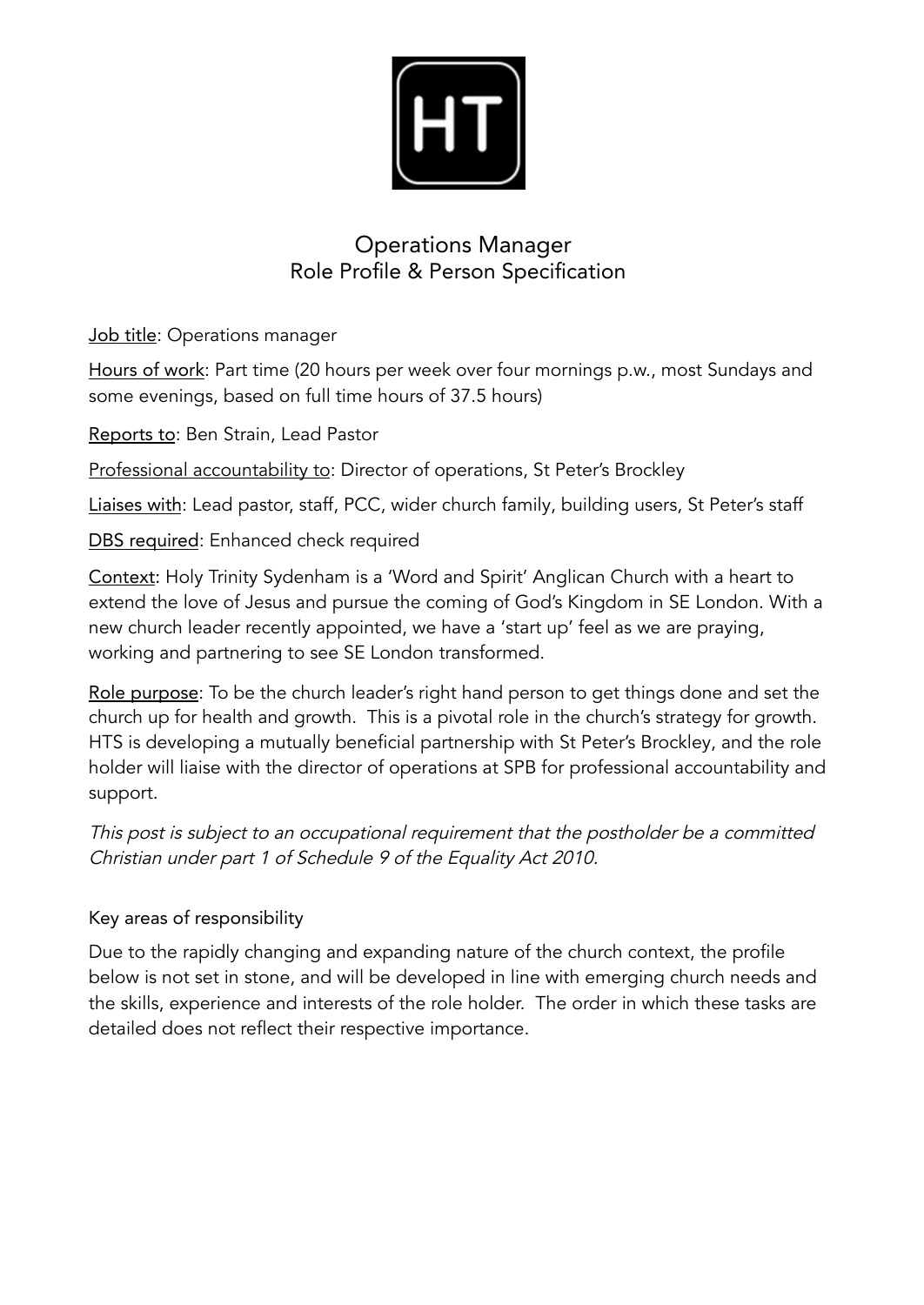# Operations Manager
## Role Profile & Person Specification

Job title: Operations manager

Hours of work: Part time (20 hours per week over four mornings p.w., most Sundays and some evenings, based on full time hours of 37.5 hours)

Reports to: Ben Strain, Lead Pastor

Professional accountability to: Director of operations, St Peter's Brockley

Liaises with: Lead pastor, staff, PCC, wider church family, building users, St Peter's staff

DBS required: Enhanced check required

Context: Holy Trinity Sydenham is a 'Word and Spirit' Anglican Church with a heart to extend the love of Jesus and pursue the coming of God's Kingdom in SE London. With a new church leader recently appointed, we have a 'start up' feel as we are praying, working and partnering to see SE London transformed.

Role purpose: To be the church leader's right hand person to get things done and set the church up for health and growth. This is a pivotal role in the church's strategy for growth. HTS is developing a mutually beneficial partnership with St Peter's Brockley, and the role holder will liaise with the director of operations at SPB for professional accountability and support.

*This post is subject to an occupational requirement that the postholder be a committed Christian under part 1 of Schedule 9 of the Equality Act 2010.*

### Key areas of responsibility

Due to the rapidly changing and expanding nature of the church context, the profile below is not set in stone, and will be developed in line with emerging church needs and the skills, experience and interests of the role holder. The order in which these tasks are detailed does not reflect their respective importance.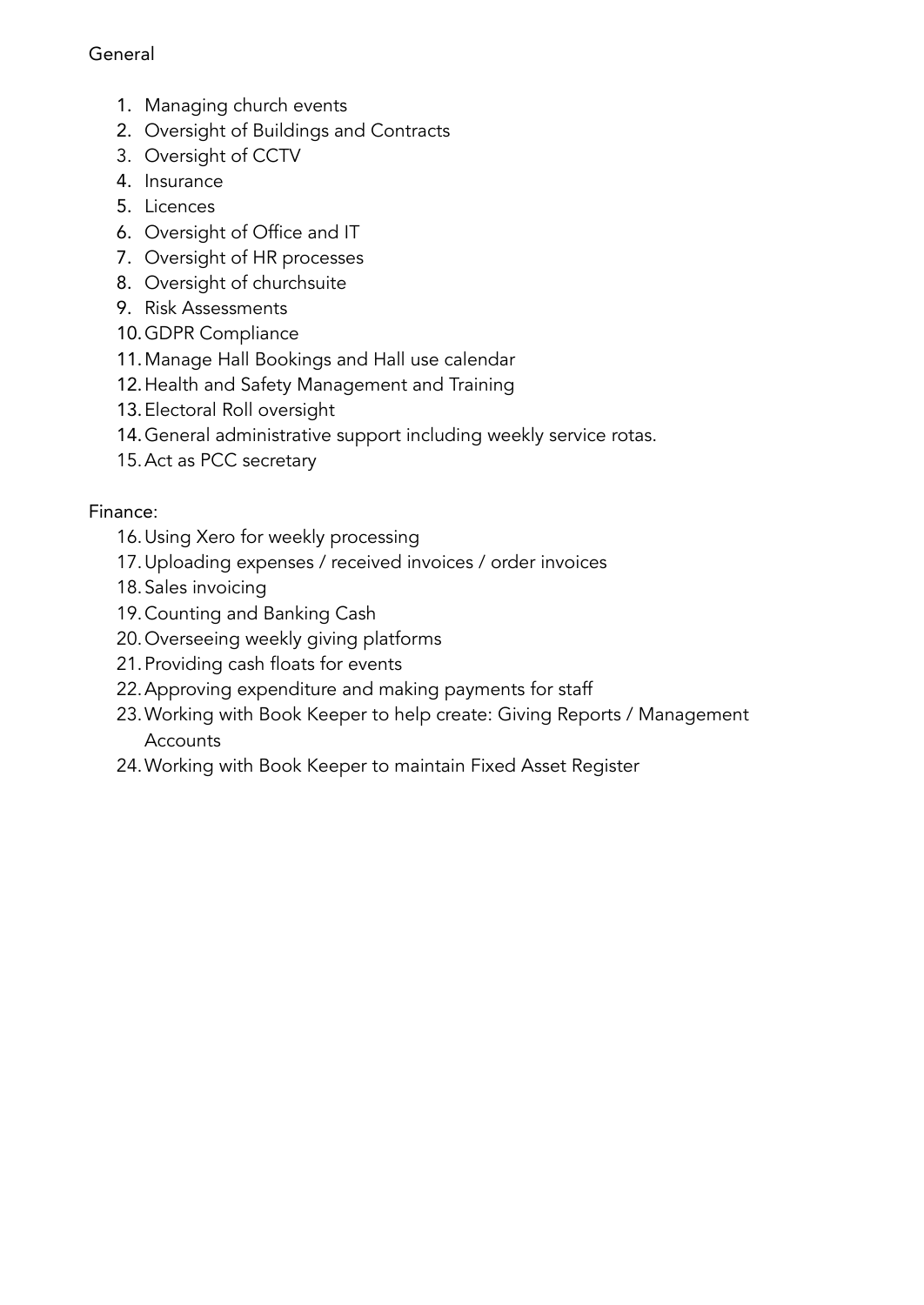General

1. Managing church events
2. Oversight of Buildings and Contracts
3. Oversight of CCTV
4. Insurance
5. Licences
6. Oversight of Office and IT
7. Oversight of HR processes
8. Oversight of churchsuite
9. Risk Assessments
10. GDPR Compliance
11. Manage Hall Bookings and Hall use calendar
12. Health and Safety Management and Training
13. Electoral Roll oversight
14. General administrative support including weekly service rotas.
15. Act as PCC secretary

Finance:

16. Using Xero for weekly processing
17. Uploading expenses / received invoices / order invoices
18. Sales invoicing
19. Counting and Banking Cash
20. Overseeing weekly giving platforms
21. Providing cash floats for events
22. Approving expenditure and making payments for staff
23. Working with Book Keeper to help create: Giving Reports / Management Accounts
24. Working with Book Keeper to maintain Fixed Asset Register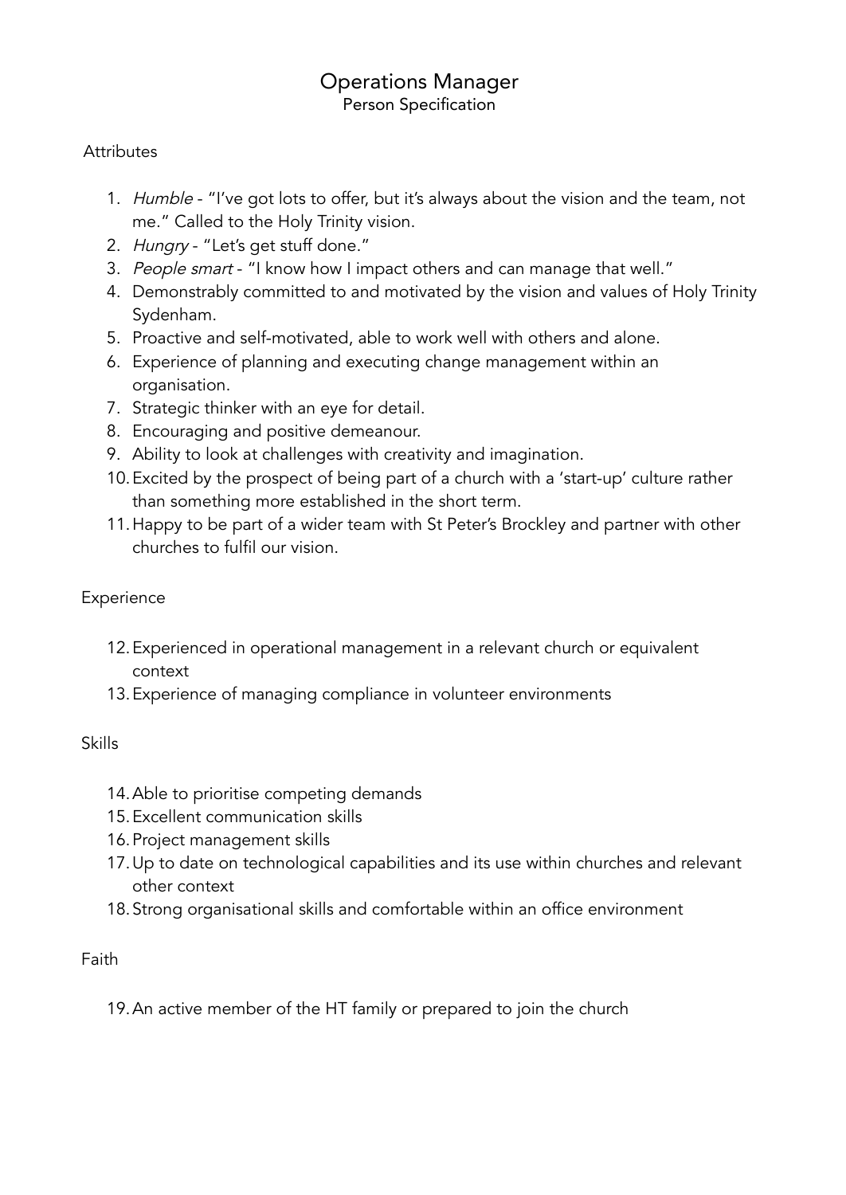# Operations Manager

## Person Specification

### Attributes

1. *Humble* - "I've got lots to offer, but it's always about the vision and the team, not me." Called to the Holy Trinity vision.
2. *Hungry* - "Let's get stuff done."
3. *People smart* - "I know how I impact others and can manage that well."
4. Demonstrably committed to and motivated by the vision and values of Holy Trinity Sydenham.
5. Proactive and self-motivated, able to work well with others and alone.
6. Experience of planning and executing change management within an organisation.
7. Strategic thinker with an eye for detail.
8. Encouraging and positive demeanour.
9. Ability to look at challenges with creativity and imagination.
10. Excited by the prospect of being part of a church with a 'start-up' culture rather than something more established in the short term.
11. Happy to be part of a wider team with St Peter's Brockley and partner with other churches to fulfil our vision.

### Experience

12. Experienced in operational management in a relevant church or equivalent context
13. Experience of managing compliance in volunteer environments

### Skills

14. Able to prioritise competing demands
15. Excellent communication skills
16. Project management skills
17. Up to date on technological capabilities and its use within churches and relevant other context
18. Strong organisational skills and comfortable within an office environment

### Faith

19. An active member of the HT family or prepared to join the church